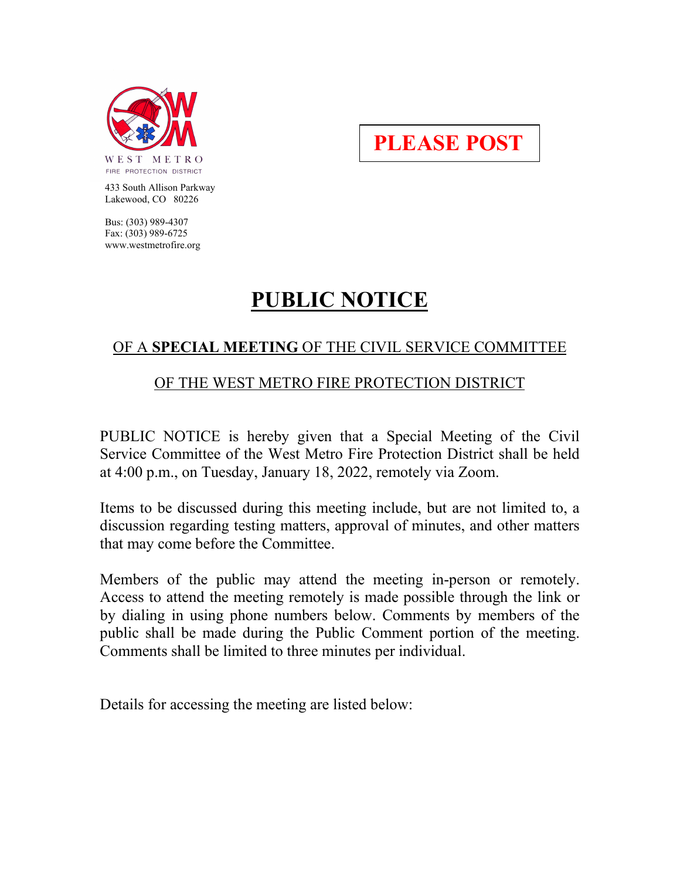WEST METRO
FIRE PROTECTION DISTRICT

433 South Allison Parkway
Lakewood, CO 80226

Bus: (303) 989-4307
Fax: (303) 989-6725
www.westmetrofire.org

**PLEASE POST**

# PUBLIC NOTICE

## OF A **SPECIAL MEETING** OF THE CIVIL SERVICE COMMITTEE

## OF THE WEST METRO FIRE PROTECTION DISTRICT

PUBLIC NOTICE is hereby given that a Special Meeting of the Civil Service Committee of the West Metro Fire Protection District shall be held at 4:00 p.m., on Tuesday, January 18, 2022, remotely via Zoom.

Items to be discussed during this meeting include, but are not limited to, a discussion regarding testing matters, approval of minutes, and other matters that may come before the Committee.

Members of the public may attend the meeting in-person or remotely. Access to attend the meeting remotely is made possible through the link or by dialing in using phone numbers below. Comments by members of the public shall be made during the Public Comment portion of the meeting. Comments shall be limited to three minutes per individual.

Details for accessing the meeting are listed below: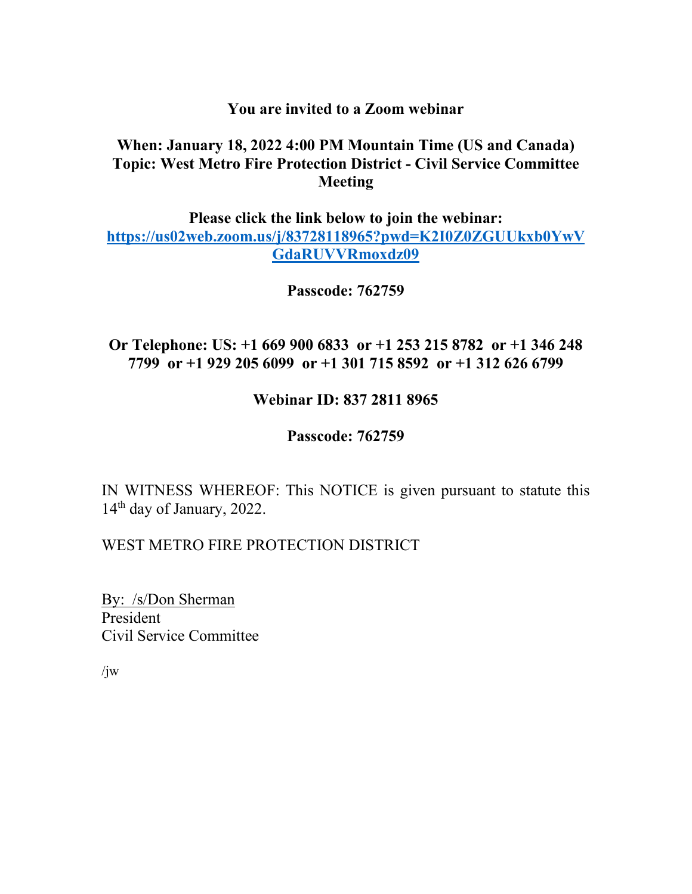**You are invited to a Zoom webinar**

**When: January 18, 2022 4:00 PM Mountain Time (US and Canada)**
**Topic: West Metro Fire Protection District - Civil Service Committee Meeting**

**Please click the link below to join the webinar:**
**https://us02web.zoom.us/j/83728118965?pwd=K2I0Z0ZGUUkxb0YwVGdaRUVVRmoxdz09**

**Passcode: 762759**

**Or Telephone: US: +1 669 900 6833 or +1 253 215 8782 or +1 346 248 7799 or +1 929 205 6099 or +1 301 715 8592 or +1 312 626 6799**

**Webinar ID: 837 2811 8965**

**Passcode: 762759**

IN WITNESS WHEREOF: This NOTICE is given pursuant to statute this 14th day of January, 2022.

WEST METRO FIRE PROTECTION DISTRICT

By: /s/Don Sherman
President
Civil Service Committee

/jw